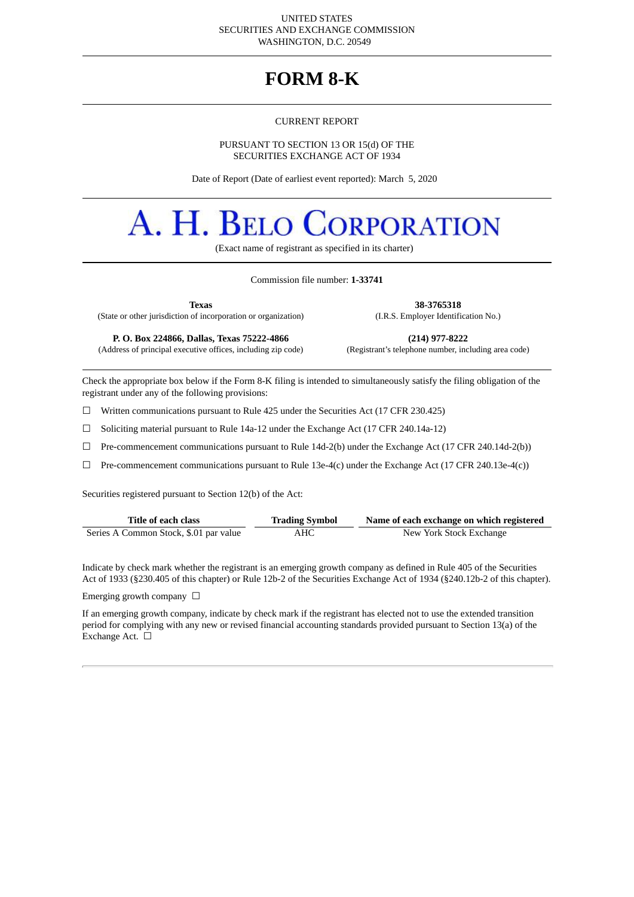UNITED STATES
SECURITIES AND EXCHANGE COMMISSION
WASHINGTON, D.C. 20549

# FORM 8-K

CURRENT REPORT

PURSUANT TO SECTION 13 OR 15(d) OF THE
SECURITIES EXCHANGE ACT OF 1934

Date of Report (Date of earliest event reported): March 5, 2020

# A. H. BELO CORPORATION

(Exact name of registrant as specified in its charter)

Commission file number: **1-33741**

| **Texas** | **38-3765318** |
|---|---|
| (State or other jurisdiction of incorporation or organization) | (I.R.S. Employer Identification No.) |
| **P. O. Box 224866, Dallas, Texas 75222-4866** | **(214) 977-8222** |
| (Address of principal executive offices, including zip code) | (Registrant's telephone number, including area code) |

Check the appropriate box below if the Form 8-K filing is intended to simultaneously satisfy the filing obligation of the registrant under any of the following provisions:

☐ Written communications pursuant to Rule 425 under the Securities Act (17 CFR 230.425)

☐ Soliciting material pursuant to Rule 14a-12 under the Exchange Act (17 CFR 240.14a-12)

☐ Pre-commencement communications pursuant to Rule 14d-2(b) under the Exchange Act (17 CFR 240.14d-2(b))

☐ Pre-commencement communications pursuant to Rule 13e-4(c) under the Exchange Act (17 CFR 240.13e-4(c))

Securities registered pursuant to Section 12(b) of the Act:

| Title of each class | Trading Symbol | Name of each exchange on which registered |
|---|---|---|
| Series A Common Stock, $.01 par value | AHC | New York Stock Exchange |

Indicate by check mark whether the registrant is an emerging growth company as defined in Rule 405 of the Securities Act of 1933 (§230.405 of this chapter) or Rule 12b-2 of the Securities Exchange Act of 1934 (§240.12b-2 of this chapter).

Emerging growth company ☐

If an emerging growth company, indicate by check mark if the registrant has elected not to use the extended transition period for complying with any new or revised financial accounting standards provided pursuant to Section 13(a) of the Exchange Act. ☐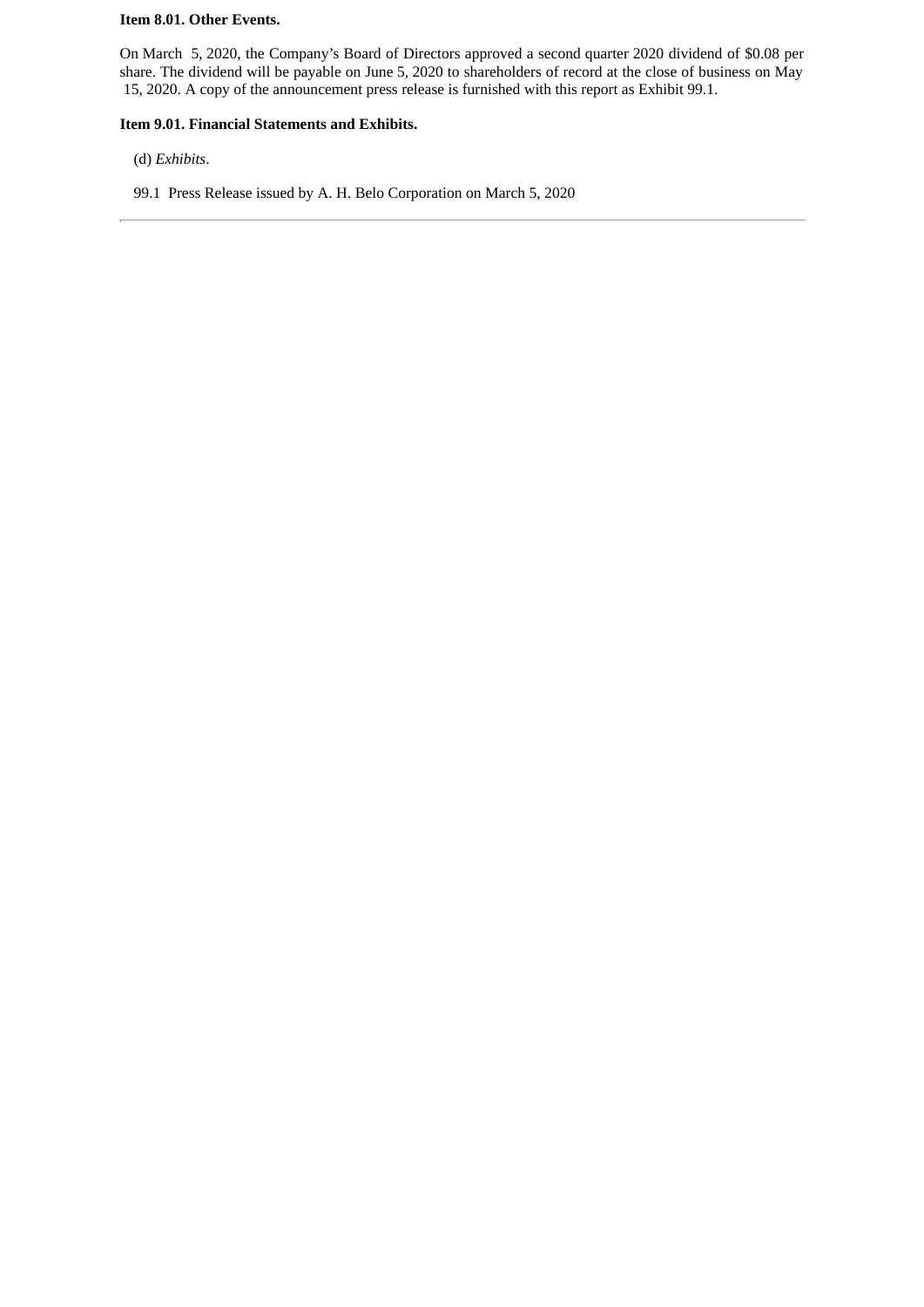**Item 8.01. Other Events.**

On March 5, 2020, the Company's Board of Directors approved a second quarter 2020 dividend of $0.08 per share. The dividend will be payable on June 5, 2020 to shareholders of record at the close of business on May 15, 2020. A copy of the announcement press release is furnished with this report as Exhibit 99.1.

**Item 9.01. Financial Statements and Exhibits.**

(d) *Exhibits*.

99.1 Press Release issued by A. H. Belo Corporation on March 5, 2020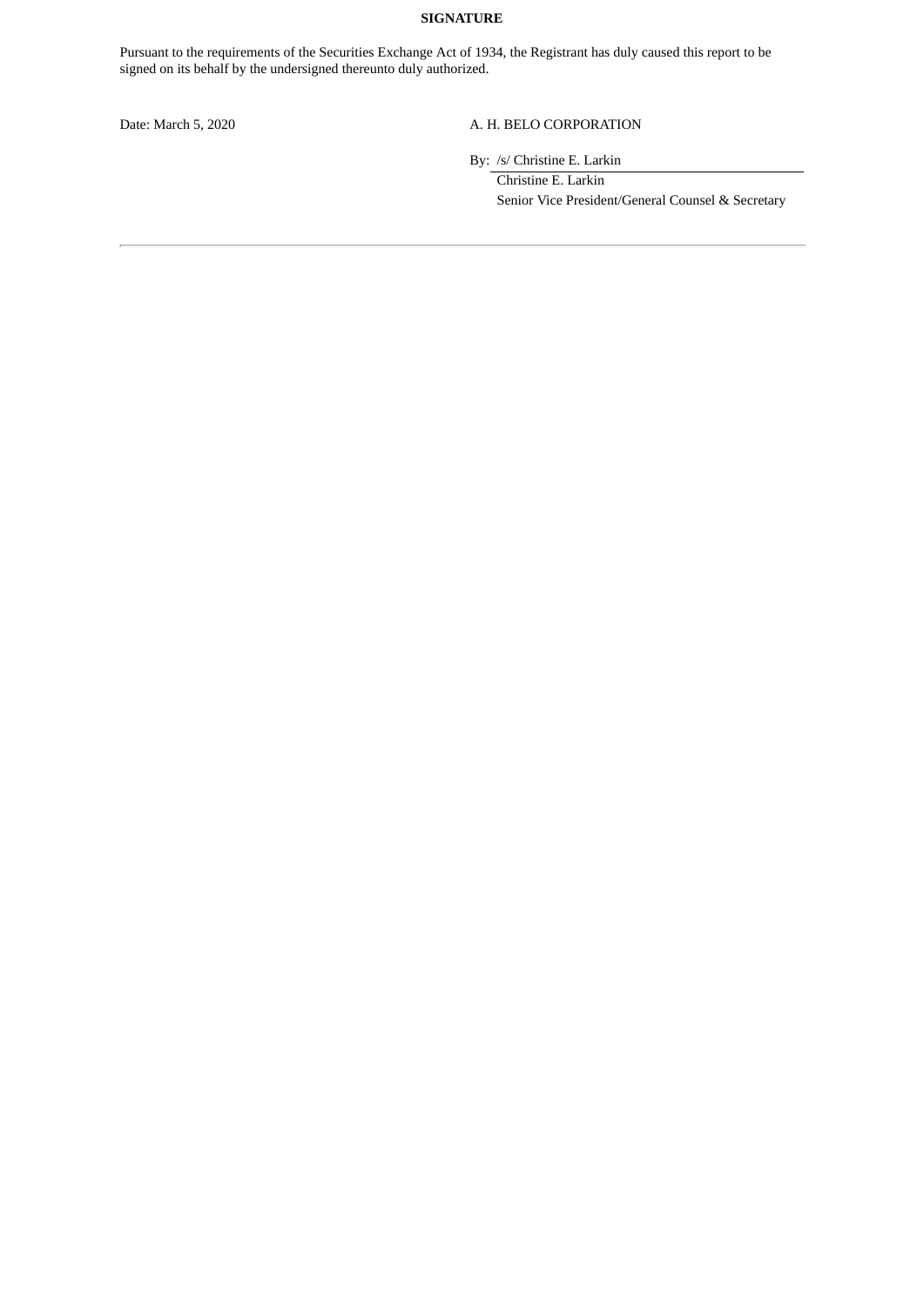**SIGNATURE**

Pursuant to the requirements of the Securities Exchange Act of 1934, the Registrant has duly caused this report to be signed on its behalf by the undersigned thereunto duly authorized.

| | |
|---|---|
| Date: March 5, 2020 | A. H. BELO CORPORATION |
| | By: /s/ Christine E. Larkin |
| | Christine E. Larkin |
| | Senior Vice President/General Counsel & Secretary |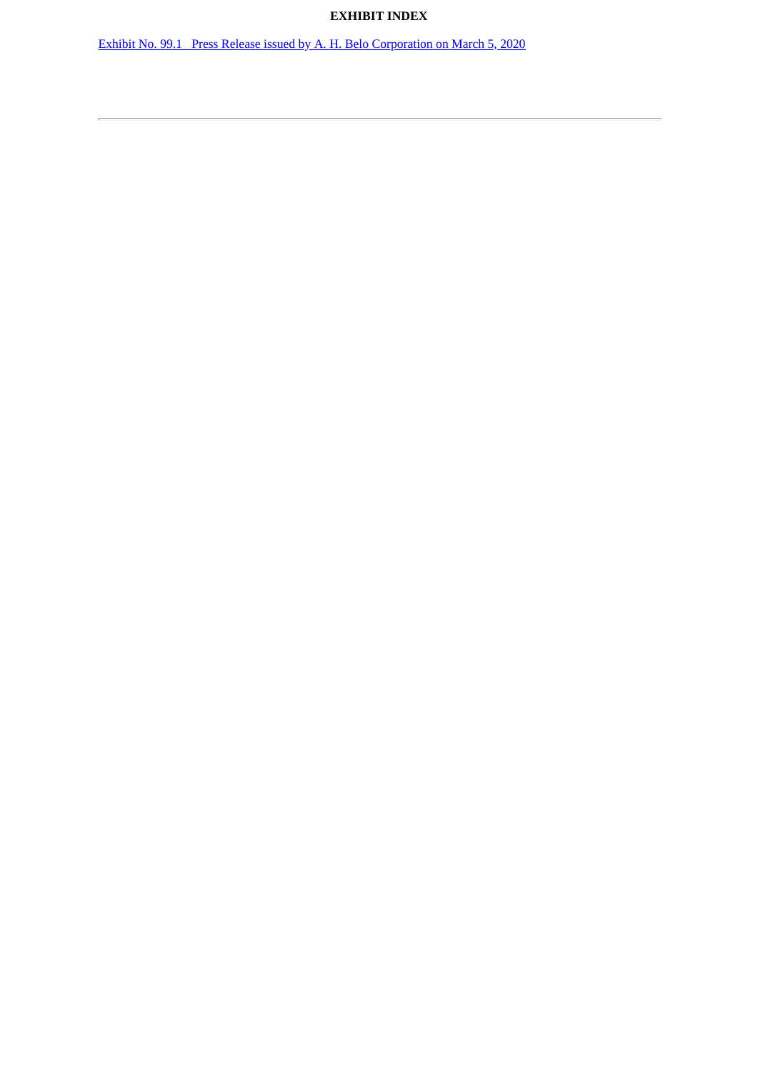**EXHIBIT INDEX**

Exhibit No. 99.1   Press Release issued by A. H. Belo Corporation on March 5, 2020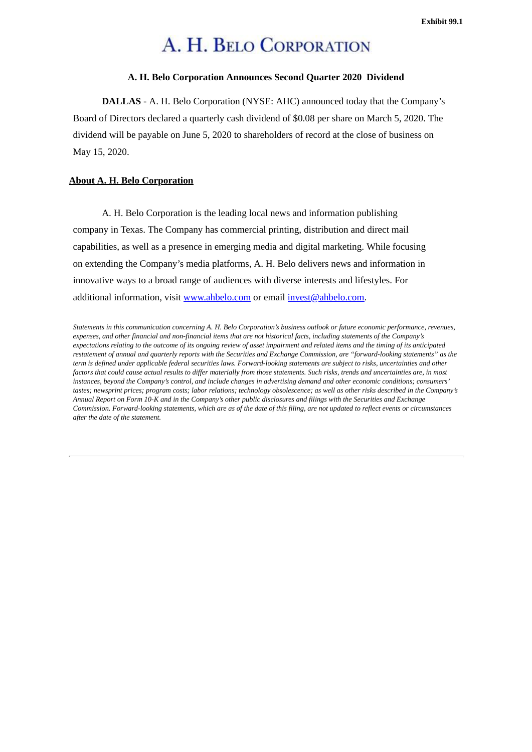Exhibit 99.1

# A. H. BELO CORPORATION

**A. H. Belo Corporation Announces Second Quarter 2020 Dividend**

**DALLAS** - A. H. Belo Corporation (NYSE: AHC) announced today that the Company's Board of Directors declared a quarterly cash dividend of $0.08 per share on March 5, 2020. The dividend will be payable on June 5, 2020 to shareholders of record at the close of business on May 15, 2020.

**About A. H. Belo Corporation**

A. H. Belo Corporation is the leading local news and information publishing company in Texas. The Company has commercial printing, distribution and direct mail capabilities, as well as a presence in emerging media and digital marketing. While focusing on extending the Company's media platforms, A. H. Belo delivers news and information in innovative ways to a broad range of audiences with diverse interests and lifestyles. For additional information, visit www.ahbelo.com or email invest@ahbelo.com.

*Statements in this communication concerning A. H. Belo Corporation's business outlook or future economic performance, revenues, expenses, and other financial and non-financial items that are not historical facts, including statements of the Company's expectations relating to the outcome of its ongoing review of asset impairment and related items and the timing of its anticipated restatement of annual and quarterly reports with the Securities and Exchange Commission, are "forward-looking statements" as the term is defined under applicable federal securities laws. Forward-looking statements are subject to risks, uncertainties and other factors that could cause actual results to differ materially from those statements. Such risks, trends and uncertainties are, in most instances, beyond the Company's control, and include changes in advertising demand and other economic conditions; consumers' tastes; newsprint prices; program costs; labor relations; technology obsolescence; as well as other risks described in the Company's Annual Report on Form 10-K and in the Company's other public disclosures and filings with the Securities and Exchange Commission. Forward-looking statements, which are as of the date of this filing, are not updated to reflect events or circumstances after the date of the statement.*